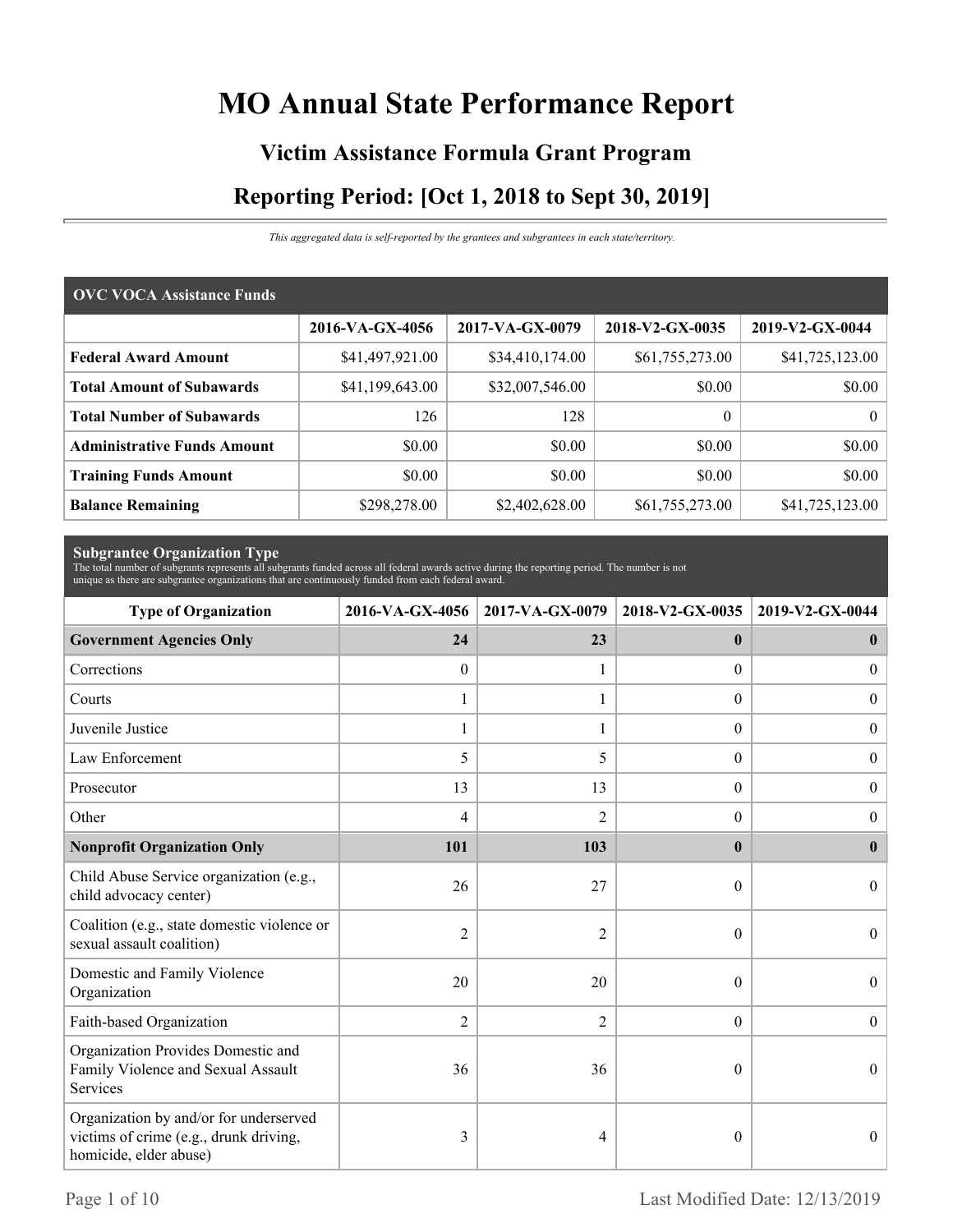# MO Annual State Performance Report

## Victim Assistance Formula Grant Program

## Reporting Period: [Oct 1, 2018 to Sept 30, 2019]

*This aggregated data is self-reported by the grantees and subgrantees in each state/territory.*

| OVC VOCA Assistance Funds | 2016-VA-GX-4056 | 2017-VA-GX-0079 | 2018-V2-GX-0035 | 2019-V2-GX-0044 |
|---|---|---|---|---|
| **Federal Award Amount** | $41,497,921.00 | $34,410,174.00 | $61,755,273.00 | $41,725,123.00 |
| **Total Amount of Subawards** | $41,199,643.00 | $32,007,546.00 | $0.00 | $0.00 |
| **Total Number of Subawards** | 126 | 128 | 0 | 0 |
| **Administrative Funds Amount** | $0.00 | $0.00 | $0.00 | $0.00 |
| **Training Funds Amount** | $0.00 | $0.00 | $0.00 | $0.00 |
| **Balance Remaining** | $298,278.00 | $2,402,628.00 | $61,755,273.00 | $41,725,123.00 |

**Subgrantee Organization Type**

The total number of subgrants represents all subgrants funded across all federal awards active during the reporting period. The number is not unique as there are subgrantee organizations that are continuously funded from each federal award.

| Type of Organization | 2016-VA-GX-4056 | 2017-VA-GX-0079 | 2018-V2-GX-0035 | 2019-V2-GX-0044 |
|---|---|---|---|---|
| **Government Agencies Only** | **24** | **23** | **0** | **0** |
| Corrections | 0 | 1 | 0 | 0 |
| Courts | 1 | 1 | 0 | 0 |
| Juvenile Justice | 1 | 1 | 0 | 0 |
| Law Enforcement | 5 | 5 | 0 | 0 |
| Prosecutor | 13 | 13 | 0 | 0 |
| Other | 4 | 2 | 0 | 0 |
| **Nonprofit Organization Only** | **101** | **103** | **0** | **0** |
| Child Abuse Service organization (e.g., child advocacy center) | 26 | 27 | 0 | 0 |
| Coalition (e.g., state domestic violence or sexual assault coalition) | 2 | 2 | 0 | 0 |
| Domestic and Family Violence Organization | 20 | 20 | 0 | 0 |
| Faith-based Organization | 2 | 2 | 0 | 0 |
| Organization Provides Domestic and Family Violence and Sexual Assault Services | 36 | 36 | 0 | 0 |
| Organization by and/or for underserved victims of crime (e.g., drunk driving, homicide, elder abuse) | 3 | 4 | 0 | 0 |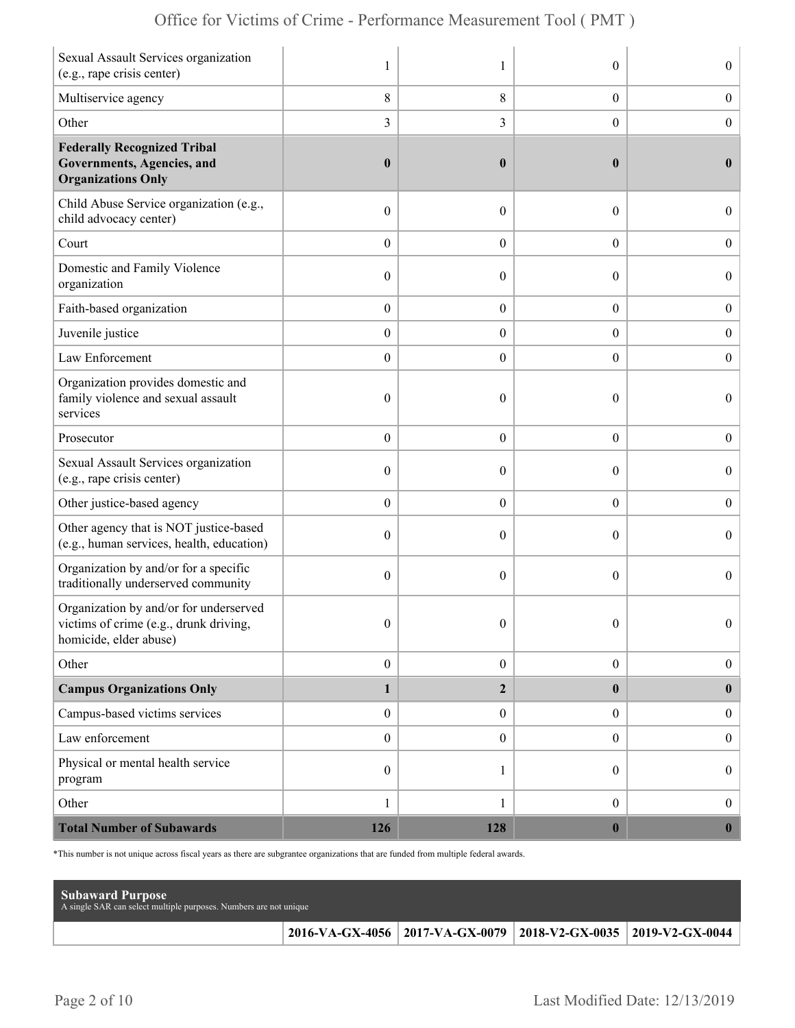| | | | | |
|---|---|---|---|---|
| Sexual Assault Services organization (e.g., rape crisis center) | 1 | 1 | 0 | 0 |
| Multiservice agency | 8 | 8 | 0 | 0 |
| Other | 3 | 3 | 0 | 0 |
| **Federally Recognized Tribal Governments, Agencies, and Organizations Only** | **0** | **0** | **0** | **0** |
| Child Abuse Service organization (e.g., child advocacy center) | 0 | 0 | 0 | 0 |
| Court | 0 | 0 | 0 | 0 |
| Domestic and Family Violence organization | 0 | 0 | 0 | 0 |
| Faith-based organization | 0 | 0 | 0 | 0 |
| Juvenile justice | 0 | 0 | 0 | 0 |
| Law Enforcement | 0 | 0 | 0 | 0 |
| Organization provides domestic and family violence and sexual assault services | 0 | 0 | 0 | 0 |
| Prosecutor | 0 | 0 | 0 | 0 |
| Sexual Assault Services organization (e.g., rape crisis center) | 0 | 0 | 0 | 0 |
| Other justice-based agency | 0 | 0 | 0 | 0 |
| Other agency that is NOT justice-based (e.g., human services, health, education) | 0 | 0 | 0 | 0 |
| Organization by and/or for a specific traditionally underserved community | 0 | 0 | 0 | 0 |
| Organization by and/or for underserved victims of crime (e.g., drunk driving, homicide, elder abuse) | 0 | 0 | 0 | 0 |
| Other | 0 | 0 | 0 | 0 |
| **Campus Organizations Only** | **1** | **2** | **0** | **0** |
| Campus-based victims services | 0 | 0 | 0 | 0 |
| Law enforcement | 0 | 0 | 0 | 0 |
| Physical or mental health service program | 0 | 1 | 0 | 0 |
| Other | 1 | 1 | 0 | 0 |
| **Total Number of Subawards** | **126** | **128** | **0** | **0** |

*This number is not unique across fiscal years as there are subgrantee organizations that are funded from multiple federal awards.

**Subaward Purpose**
A single SAR can select multiple purposes. Numbers are not unique

| | 2016-VA-GX-4056 | 2017-VA-GX-0079 | 2018-V2-GX-0035 | 2019-V2-GX-0044 |
|---|---|---|---|---|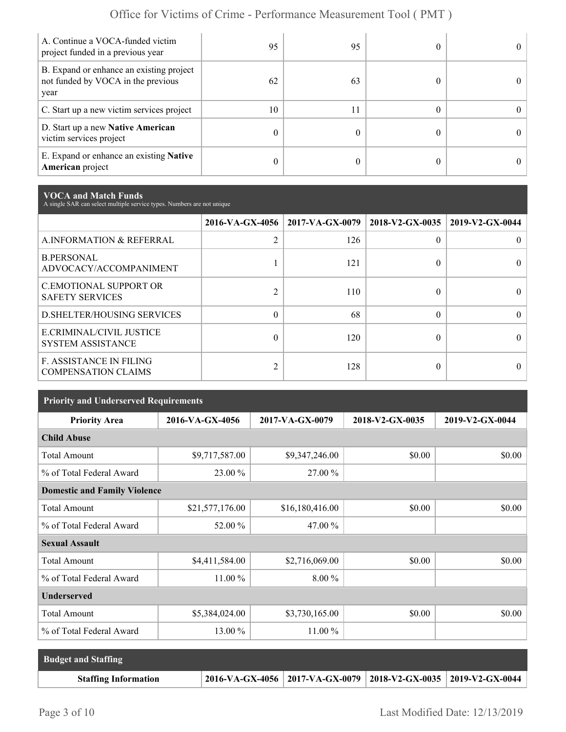| | | | | |
|---|---|---|---|---|
| A. Continue a VOCA-funded victim project funded in a previous year | 95 | 95 | 0 | 0 |
| B. Expand or enhance an existing project not funded by VOCA in the previous year | 62 | 63 | 0 | 0 |
| C. Start up a new victim services project | 10 | 11 | 0 | 0 |
| D. Start up a new **Native American** victim services project | 0 | 0 | 0 | 0 |
| E. Expand or enhance an existing **Native American** project | 0 | 0 | 0 | 0 |

## VOCA and Match Funds

A single SAR can select multiple service types. Numbers are not unique

| | 2016-VA-GX-4056 | 2017-VA-GX-0079 | 2018-V2-GX-0035 | 2019-V2-GX-0044 |
|---|---|---|---|---|
| A.INFORMATION & REFERRAL | 2 | 126 | 0 | 0 |
| B.PERSONAL ADVOCACY/ACCOMPANIMENT | 1 | 121 | 0 | 0 |
| C.EMOTIONAL SUPPORT OR SAFETY SERVICES | 2 | 110 | 0 | 0 |
| D.SHELTER/HOUSING SERVICES | 0 | 68 | 0 | 0 |
| E.CRIMINAL/CIVIL JUSTICE SYSTEM ASSISTANCE | 0 | 120 | 0 | 0 |
| F. ASSISTANCE IN FILING COMPENSATION CLAIMS | 2 | 128 | 0 | 0 |

## Priority and Underserved Requirements

| Priority Area | 2016-VA-GX-4056 | 2017-VA-GX-0079 | 2018-V2-GX-0035 | 2019-V2-GX-0044 |
|---|---|---|---|---|
| **Child Abuse** | | | | |
| Total Amount | $9,717,587.00 | $9,347,246.00 | $0.00 | $0.00 |
| % of Total Federal Award | 23.00 % | 27.00 % | | |
| **Domestic and Family Violence** | | | | |
| Total Amount | $21,577,176.00 | $16,180,416.00 | $0.00 | $0.00 |
| % of Total Federal Award | 52.00 % | 47.00 % | | |
| **Sexual Assault** | | | | |
| Total Amount | $4,411,584.00 | $2,716,069.00 | $0.00 | $0.00 |
| % of Total Federal Award | 11.00 % | 8.00 % | | |
| **Underserved** | | | | |
| Total Amount | $5,384,024.00 | $3,730,165.00 | $0.00 | $0.00 |
| % of Total Federal Award | 13.00 % | 11.00 % | | |

## Budget and Staffing

| Staffing Information | 2016-VA-GX-4056 | 2017-VA-GX-0079 | 2018-V2-GX-0035 | 2019-V2-GX-0044 |
|---|---|---|---|---|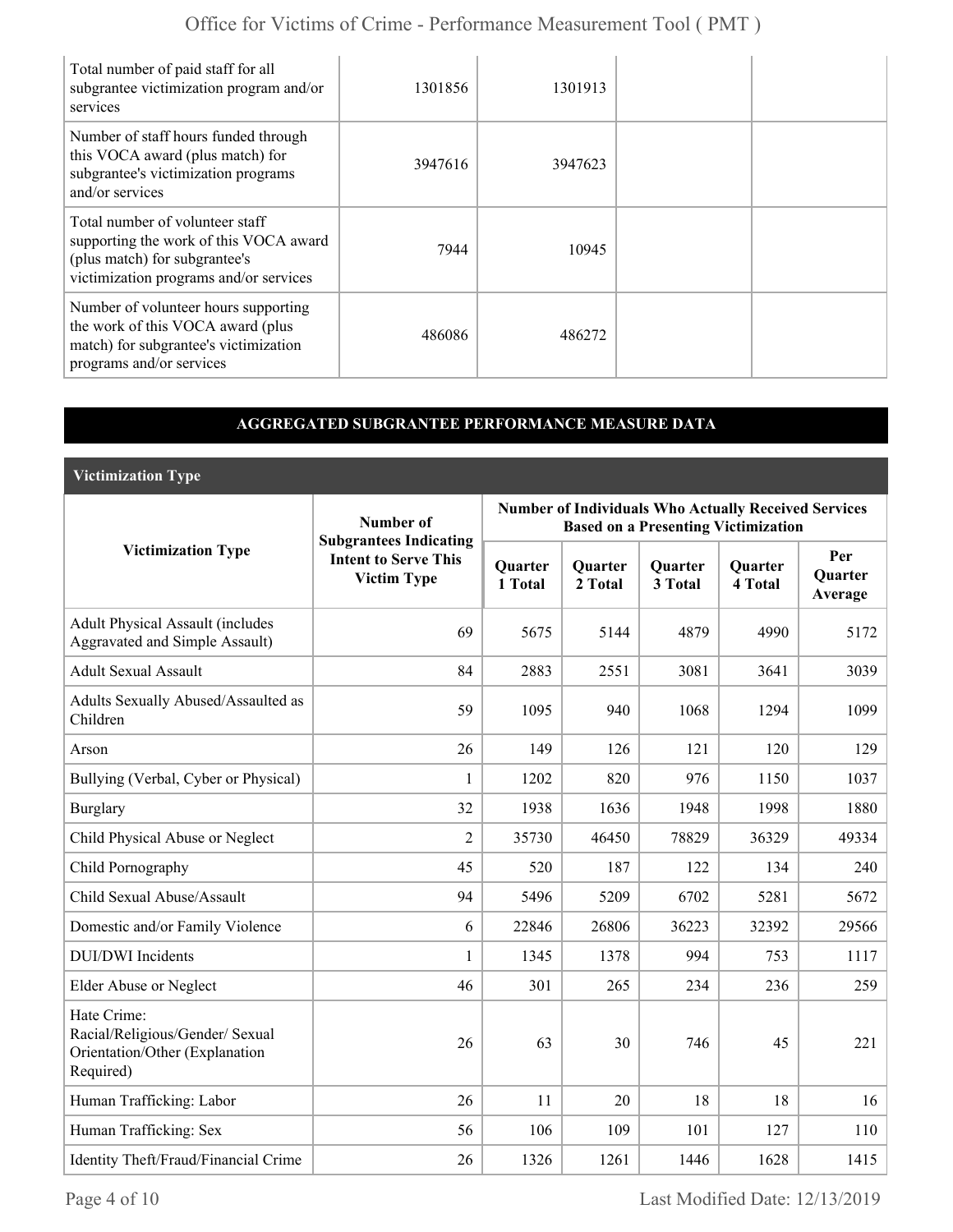| | | | | |
|---|---|---|---|---|
| Total number of paid staff for all subgrantee victimization program and/or services | 1301856 | 1301913 | | |
| Number of staff hours funded through this VOCA award (plus match) for subgrantee's victimization programs and/or services | 3947616 | 3947623 | | |
| Total number of volunteer staff supporting the work of this VOCA award (plus match) for subgrantee's victimization programs and/or services | 7944 | 10945 | | |
| Number of volunteer hours supporting the work of this VOCA award (plus match) for subgrantee's victimization programs and/or services | 486086 | 486272 | | |

## AGGREGATED SUBGRANTEE PERFORMANCE MEASURE DATA

### Victimization Type

| Victimization Type | Number of Subgrantees Indicating Intent to Serve This Victim Type | Number of Individuals Who Actually Received Services Based on a Presenting Victimization | | | | |
|---|---|---|---|---|---|---|
| | | Quarter 1 Total | Quarter 2 Total | Quarter 3 Total | Quarter 4 Total | Per Quarter Average |
| Adult Physical Assault (includes Aggravated and Simple Assault) | 69 | 5675 | 5144 | 4879 | 4990 | 5172 |
| Adult Sexual Assault | 84 | 2883 | 2551 | 3081 | 3641 | 3039 |
| Adults Sexually Abused/Assaulted as Children | 59 | 1095 | 940 | 1068 | 1294 | 1099 |
| Arson | 26 | 149 | 126 | 121 | 120 | 129 |
| Bullying (Verbal, Cyber or Physical) | 1 | 1202 | 820 | 976 | 1150 | 1037 |
| Burglary | 32 | 1938 | 1636 | 1948 | 1998 | 1880 |
| Child Physical Abuse or Neglect | 2 | 35730 | 46450 | 78829 | 36329 | 49334 |
| Child Pornography | 45 | 520 | 187 | 122 | 134 | 240 |
| Child Sexual Abuse/Assault | 94 | 5496 | 5209 | 6702 | 5281 | 5672 |
| Domestic and/or Family Violence | 6 | 22846 | 26806 | 36223 | 32392 | 29566 |
| DUI/DWI Incidents | 1 | 1345 | 1378 | 994 | 753 | 1117 |
| Elder Abuse or Neglect | 46 | 301 | 265 | 234 | 236 | 259 |
| Hate Crime: Racial/Religious/Gender/ Sexual Orientation/Other (Explanation Required) | 26 | 63 | 30 | 746 | 45 | 221 |
| Human Trafficking: Labor | 26 | 11 | 20 | 18 | 18 | 16 |
| Human Trafficking: Sex | 56 | 106 | 109 | 101 | 127 | 110 |
| Identity Theft/Fraud/Financial Crime | 26 | 1326 | 1261 | 1446 | 1628 | 1415 |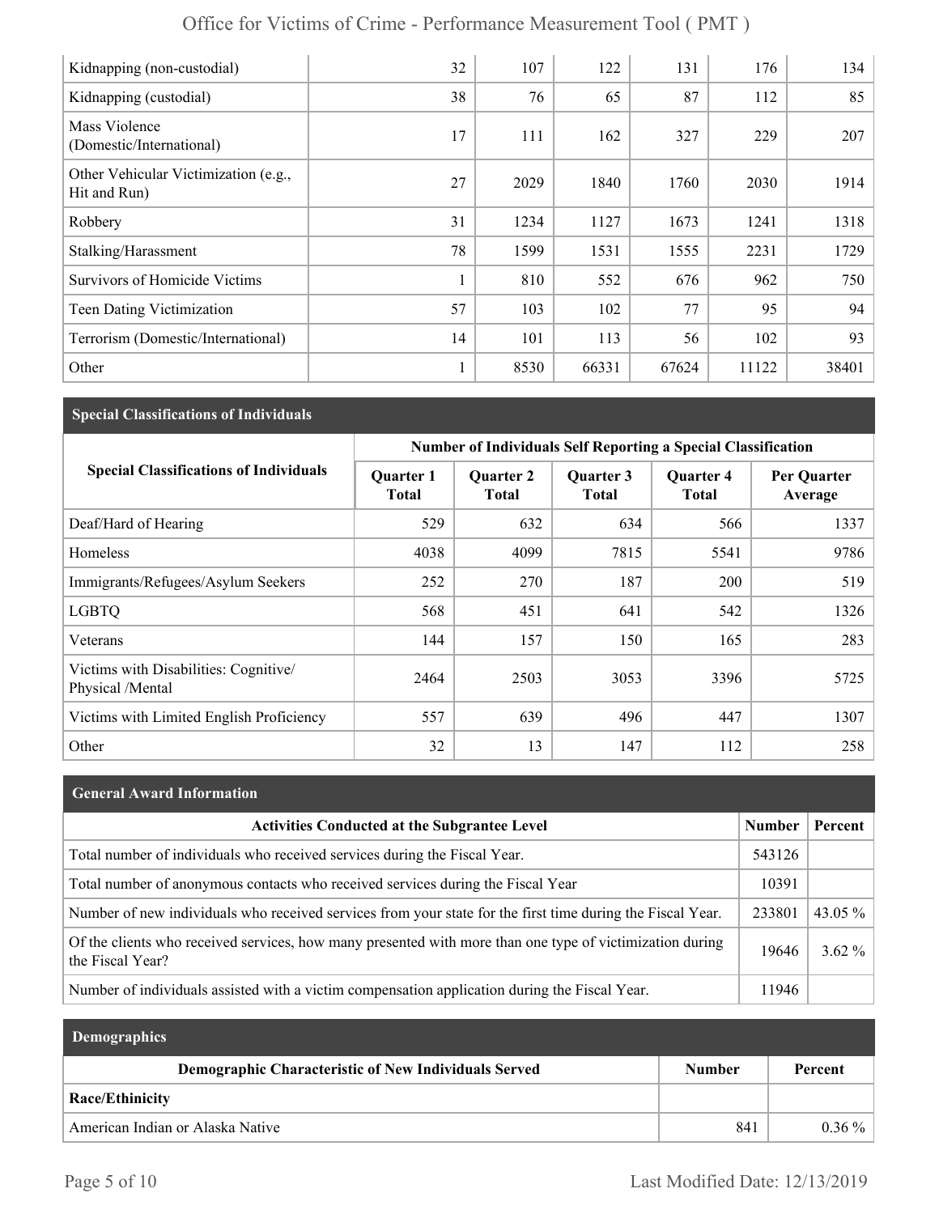| Kidnapping (non-custodial) | 32 | 107 | 122 | 131 | 176 | 134 |
|---|---|---|---|---|---|---|
| Kidnapping (custodial) | 38 | 76 | 65 | 87 | 112 | 85 |
| Mass Violence (Domestic/International) | 17 | 111 | 162 | 327 | 229 | 207 |
| Other Vehicular Victimization (e.g., Hit and Run) | 27 | 2029 | 1840 | 1760 | 2030 | 1914 |
| Robbery | 31 | 1234 | 1127 | 1673 | 1241 | 1318 |
| Stalking/Harassment | 78 | 1599 | 1531 | 1555 | 2231 | 1729 |
| Survivors of Homicide Victims | 1 | 810 | 552 | 676 | 962 | 750 |
| Teen Dating Victimization | 57 | 103 | 102 | 77 | 95 | 94 |
| Terrorism (Domestic/International) | 14 | 101 | 113 | 56 | 102 | 93 |
| Other | 1 | 8530 | 66331 | 67624 | 11122 | 38401 |

## Special Classifications of Individuals

| Special Classifications of Individuals | Number of Individuals Self Reporting a Special Classification | | | | |
|---|---|---|---|---|---|
| | Quarter 1 Total | Quarter 2 Total | Quarter 3 Total | Quarter 4 Total | Per Quarter Average |
| Deaf/Hard of Hearing | 529 | 632 | 634 | 566 | 1337 |
| Homeless | 4038 | 4099 | 7815 | 5541 | 9786 |
| Immigrants/Refugees/Asylum Seekers | 252 | 270 | 187 | 200 | 519 |
| LGBTQ | 568 | 451 | 641 | 542 | 1326 |
| Veterans | 144 | 157 | 150 | 165 | 283 |
| Victims with Disabilities: Cognitive/ Physical /Mental | 2464 | 2503 | 3053 | 3396 | 5725 |
| Victims with Limited English Proficiency | 557 | 639 | 496 | 447 | 1307 |
| Other | 32 | 13 | 147 | 112 | 258 |

## General Award Information

| Activities Conducted at the Subgrantee Level | Number | Percent |
|---|---|---|
| Total number of individuals who received services during the Fiscal Year. | 543126 | |
| Total number of anonymous contacts who received services during the Fiscal Year | 10391 | |
| Number of new individuals who received services from your state for the first time during the Fiscal Year. | 233801 | 43.05 % |
| Of the clients who received services, how many presented with more than one type of victimization during the Fiscal Year? | 19646 | 3.62 % |
| Number of individuals assisted with a victim compensation application during the Fiscal Year. | 11946 | |

## Demographics

| Demographic Characteristic of New Individuals Served | Number | Percent |
|---|---|---|
| **Race/Ethinicity** | | |
| American Indian or Alaska Native | 841 | 0.36 % |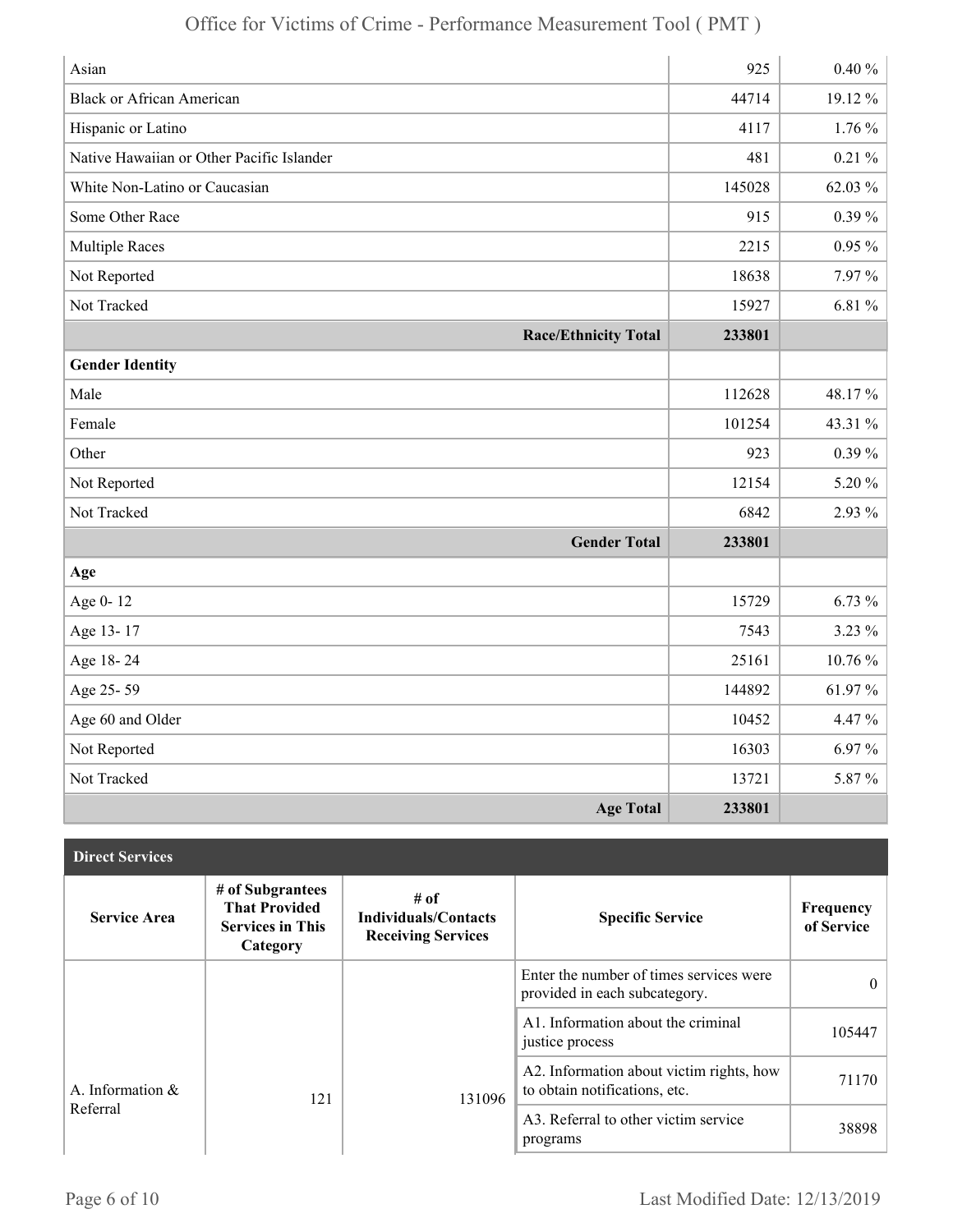| | | |
|---|---|---|
| Asian | 925 | 0.40 % |
| Black or African American | 44714 | 19.12 % |
| Hispanic or Latino | 4117 | 1.76 % |
| Native Hawaiian or Other Pacific Islander | 481 | 0.21 % |
| White Non-Latino or Caucasian | 145028 | 62.03 % |
| Some Other Race | 915 | 0.39 % |
| Multiple Races | 2215 | 0.95 % |
| Not Reported | 18638 | 7.97 % |
| Not Tracked | 15927 | 6.81 % |
| **Race/Ethnicity Total** | **233801** | |
| **Gender Identity** | | |
| Male | 112628 | 48.17 % |
| Female | 101254 | 43.31 % |
| Other | 923 | 0.39 % |
| Not Reported | 12154 | 5.20 % |
| Not Tracked | 6842 | 2.93 % |
| **Gender Total** | **233801** | |
| **Age** | | |
| Age 0- 12 | 15729 | 6.73 % |
| Age 13- 17 | 7543 | 3.23 % |
| Age 18- 24 | 25161 | 10.76 % |
| Age 25- 59 | 144892 | 61.97 % |
| Age 60 and Older | 10452 | 4.47 % |
| Not Reported | 16303 | 6.97 % |
| Not Tracked | 13721 | 5.87 % |
| **Age Total** | **233801** | |

## Direct Services

| Service Area | # of Subgrantees That Provided Services in This Category | # of Individuals/Contacts Receiving Services | Specific Service | Frequency of Service |
|---|---|---|---|---|
| A. Information & Referral | 121 | 131096 | Enter the number of times services were provided in each subcategory. | 0 |
| | | | A1. Information about the criminal justice process | 105447 |
| | | | A2. Information about victim rights, how to obtain notifications, etc. | 71170 |
| | | | A3. Referral to other victim service programs | 38898 |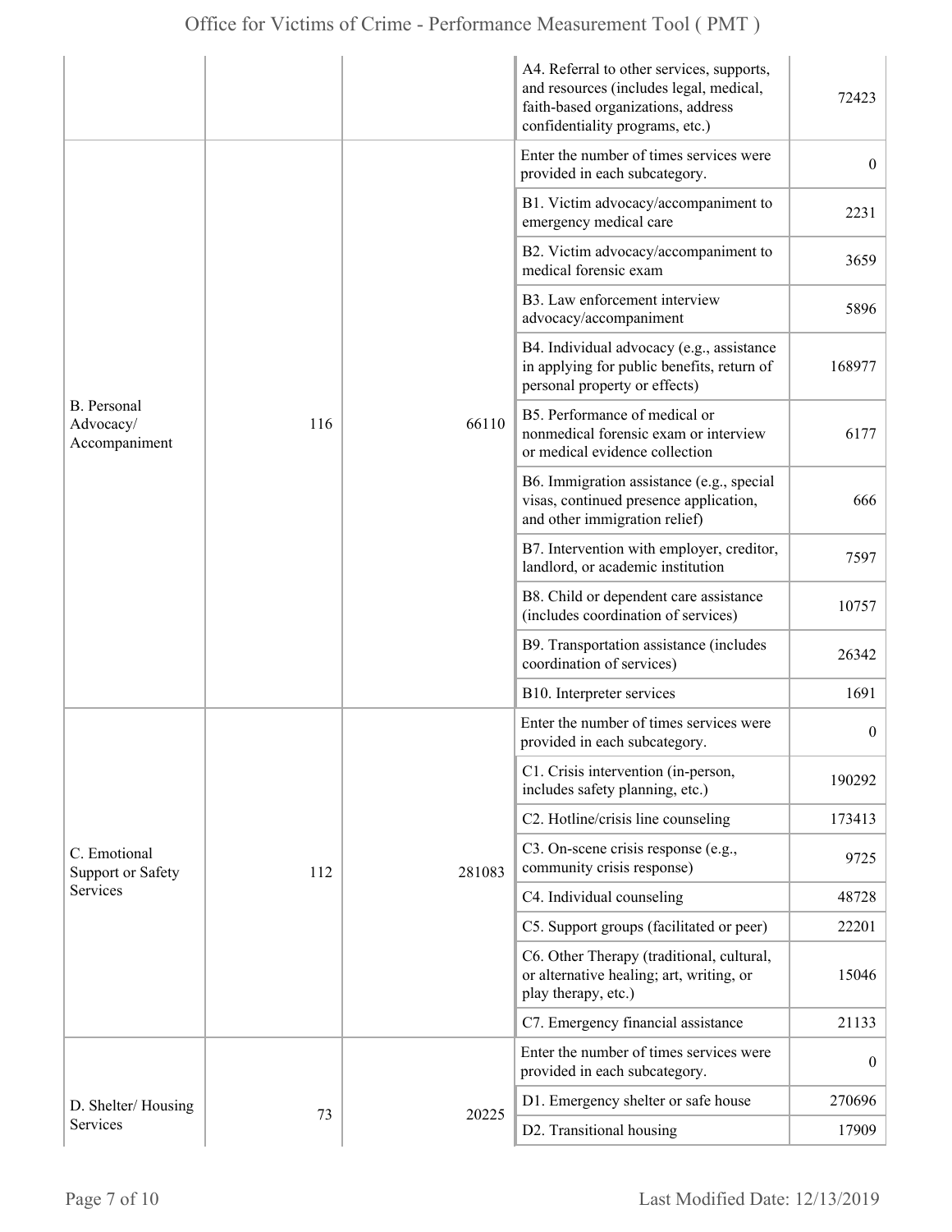| | | | | |
|---|---|---|---|---|
| | | | A4. Referral to other services, supports, and resources (includes legal, medical, faith-based organizations, address confidentiality programs, etc.) | 72423 |
| B. Personal Advocacy/ Accompaniment | 116 | 66110 | Enter the number of times services were provided in each subcategory. | 0 |
| | | | B1. Victim advocacy/accompaniment to emergency medical care | 2231 |
| | | | B2. Victim advocacy/accompaniment to medical forensic exam | 3659 |
| | | | B3. Law enforcement interview advocacy/accompaniment | 5896 |
| | | | B4. Individual advocacy (e.g., assistance in applying for public benefits, return of personal property or effects) | 168977 |
| | | | B5. Performance of medical or nonmedical forensic exam or interview or medical evidence collection | 6177 |
| | | | B6. Immigration assistance (e.g., special visas, continued presence application, and other immigration relief) | 666 |
| | | | B7. Intervention with employer, creditor, landlord, or academic institution | 7597 |
| | | | B8. Child or dependent care assistance (includes coordination of services) | 10757 |
| | | | B9. Transportation assistance (includes coordination of services) | 26342 |
| | | | B10. Interpreter services | 1691 |
| C. Emotional Support or Safety Services | 112 | 281083 | Enter the number of times services were provided in each subcategory. | 0 |
| | | | C1. Crisis intervention (in-person, includes safety planning, etc.) | 190292 |
| | | | C2. Hotline/crisis line counseling | 173413 |
| | | | C3. On-scene crisis response (e.g., community crisis response) | 9725 |
| | | | C4. Individual counseling | 48728 |
| | | | C5. Support groups (facilitated or peer) | 22201 |
| | | | C6. Other Therapy (traditional, cultural, or alternative healing; art, writing, or play therapy, etc.) | 15046 |
| | | | C7. Emergency financial assistance | 21133 |
| D. Shelter/ Housing Services | 73 | 20225 | Enter the number of times services were provided in each subcategory. | 0 |
| | | | D1. Emergency shelter or safe house | 270696 |
| | | | D2. Transitional housing | 17909 |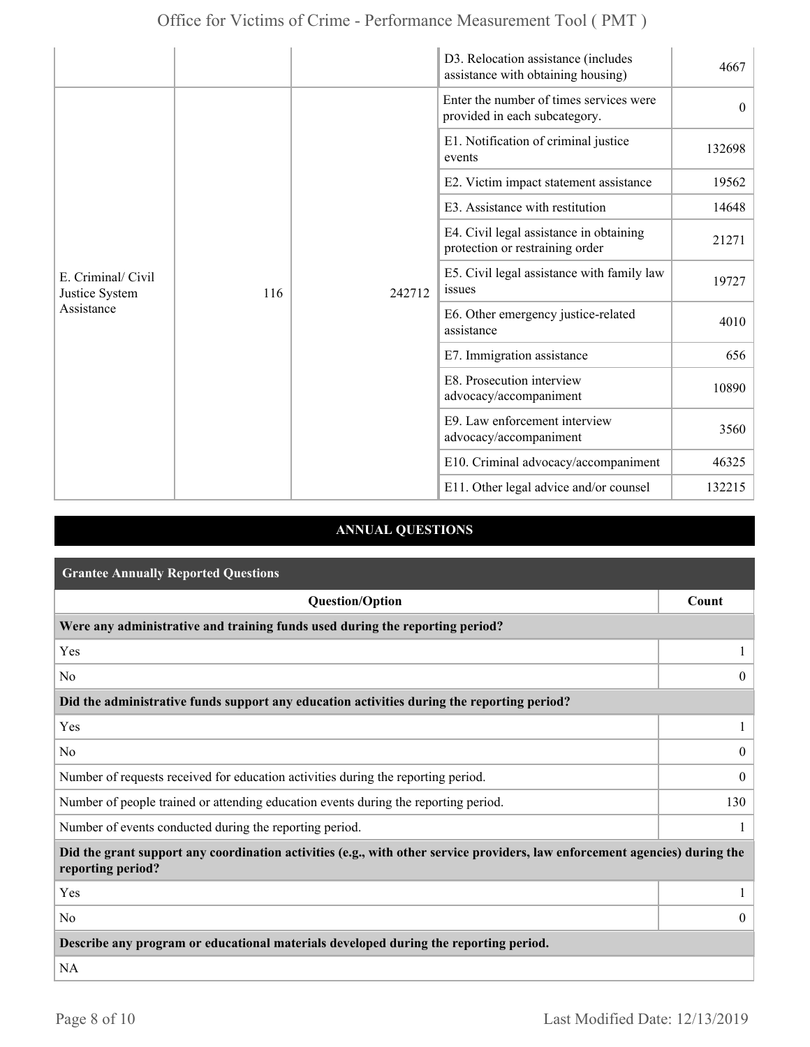| | | | | |
|---|---|---|---|---|
| | | | D3. Relocation assistance (includes assistance with obtaining housing) | 4667 |
| E. Criminal/ Civil Justice System Assistance | 116 | 242712 | Enter the number of times services were provided in each subcategory. | 0 |
| | | | E1. Notification of criminal justice events | 132698 |
| | | | E2. Victim impact statement assistance | 19562 |
| | | | E3. Assistance with restitution | 14648 |
| | | | E4. Civil legal assistance in obtaining protection or restraining order | 21271 |
| | | | E5. Civil legal assistance with family law issues | 19727 |
| | | | E6. Other emergency justice-related assistance | 4010 |
| | | | E7. Immigration assistance | 656 |
| | | | E8. Prosecution interview advocacy/accompaniment | 10890 |
| | | | E9. Law enforcement interview advocacy/accompaniment | 3560 |
| | | | E10. Criminal advocacy/accompaniment | 46325 |
| | | | E11. Other legal advice and/or counsel | 132215 |

## ANNUAL QUESTIONS

### Grantee Annually Reported Questions

| Question/Option | Count |
|---|---|
| **Were any administrative and training funds used during the reporting period?** | |
| Yes | 1 |
| No | 0 |
| **Did the administrative funds support any education activities during the reporting period?** | |
| Yes | 1 |
| No | 0 |
| Number of requests received for education activities during the reporting period. | 0 |
| Number of people trained or attending education events during the reporting period. | 130 |
| Number of events conducted during the reporting period. | 1 |
| **Did the grant support any coordination activities (e.g., with other service providers, law enforcement agencies) during the reporting period?** | |
| Yes | 1 |
| No | 0 |
| **Describe any program or educational materials developed during the reporting period.** | |
| NA | |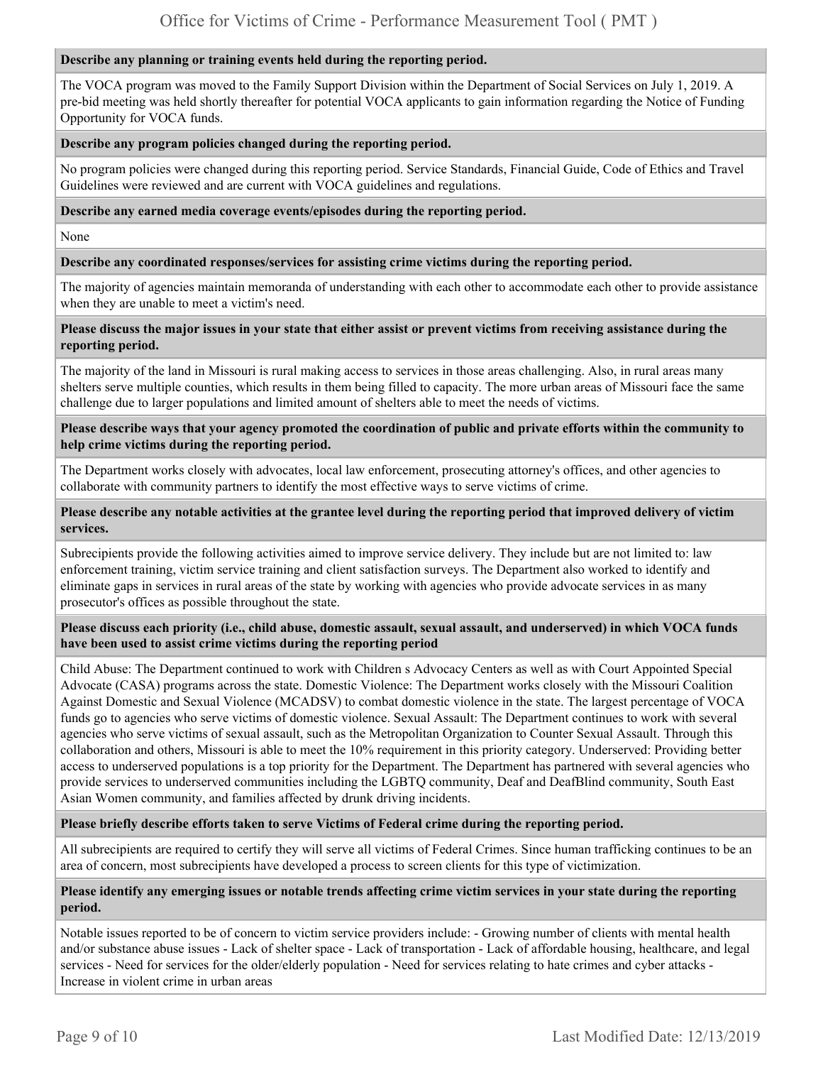**Describe any planning or training events held during the reporting period.**

The VOCA program was moved to the Family Support Division within the Department of Social Services on July 1, 2019. A pre-bid meeting was held shortly thereafter for potential VOCA applicants to gain information regarding the Notice of Funding Opportunity for VOCA funds.

**Describe any program policies changed during the reporting period.**

No program policies were changed during this reporting period. Service Standards, Financial Guide, Code of Ethics and Travel Guidelines were reviewed and are current with VOCA guidelines and regulations.

**Describe any earned media coverage events/episodes during the reporting period.**

None

**Describe any coordinated responses/services for assisting crime victims during the reporting period.**

The majority of agencies maintain memoranda of understanding with each other to accommodate each other to provide assistance when they are unable to meet a victim's need.

**Please discuss the major issues in your state that either assist or prevent victims from receiving assistance during the reporting period.**

The majority of the land in Missouri is rural making access to services in those areas challenging. Also, in rural areas many shelters serve multiple counties, which results in them being filled to capacity. The more urban areas of Missouri face the same challenge due to larger populations and limited amount of shelters able to meet the needs of victims.

**Please describe ways that your agency promoted the coordination of public and private efforts within the community to help crime victims during the reporting period.**

The Department works closely with advocates, local law enforcement, prosecuting attorney's offices, and other agencies to collaborate with community partners to identify the most effective ways to serve victims of crime.

**Please describe any notable activities at the grantee level during the reporting period that improved delivery of victim services.**

Subrecipients provide the following activities aimed to improve service delivery. They include but are not limited to: law enforcement training, victim service training and client satisfaction surveys. The Department also worked to identify and eliminate gaps in services in rural areas of the state by working with agencies who provide advocate services in as many prosecutor's offices as possible throughout the state.

**Please discuss each priority (i.e., child abuse, domestic assault, sexual assault, and underserved) in which VOCA funds have been used to assist crime victims during the reporting period**

Child Abuse: The Department continued to work with Children s Advocacy Centers as well as with Court Appointed Special Advocate (CASA) programs across the state. Domestic Violence: The Department works closely with the Missouri Coalition Against Domestic and Sexual Violence (MCADSV) to combat domestic violence in the state. The largest percentage of VOCA funds go to agencies who serve victims of domestic violence. Sexual Assault: The Department continues to work with several agencies who serve victims of sexual assault, such as the Metropolitan Organization to Counter Sexual Assault. Through this collaboration and others, Missouri is able to meet the 10% requirement in this priority category. Underserved: Providing better access to underserved populations is a top priority for the Department. The Department has partnered with several agencies who provide services to underserved communities including the LGBTQ community, Deaf and DeafBlind community, South East Asian Women community, and families affected by drunk driving incidents.

**Please briefly describe efforts taken to serve Victims of Federal crime during the reporting period.**

All subrecipients are required to certify they will serve all victims of Federal Crimes. Since human trafficking continues to be an area of concern, most subrecipients have developed a process to screen clients for this type of victimization.

**Please identify any emerging issues or notable trends affecting crime victim services in your state during the reporting period.**

Notable issues reported to be of concern to victim service providers include: - Growing number of clients with mental health and/or substance abuse issues - Lack of shelter space - Lack of transportation - Lack of affordable housing, healthcare, and legal services - Need for services for the older/elderly population - Need for services relating to hate crimes and cyber attacks - Increase in violent crime in urban areas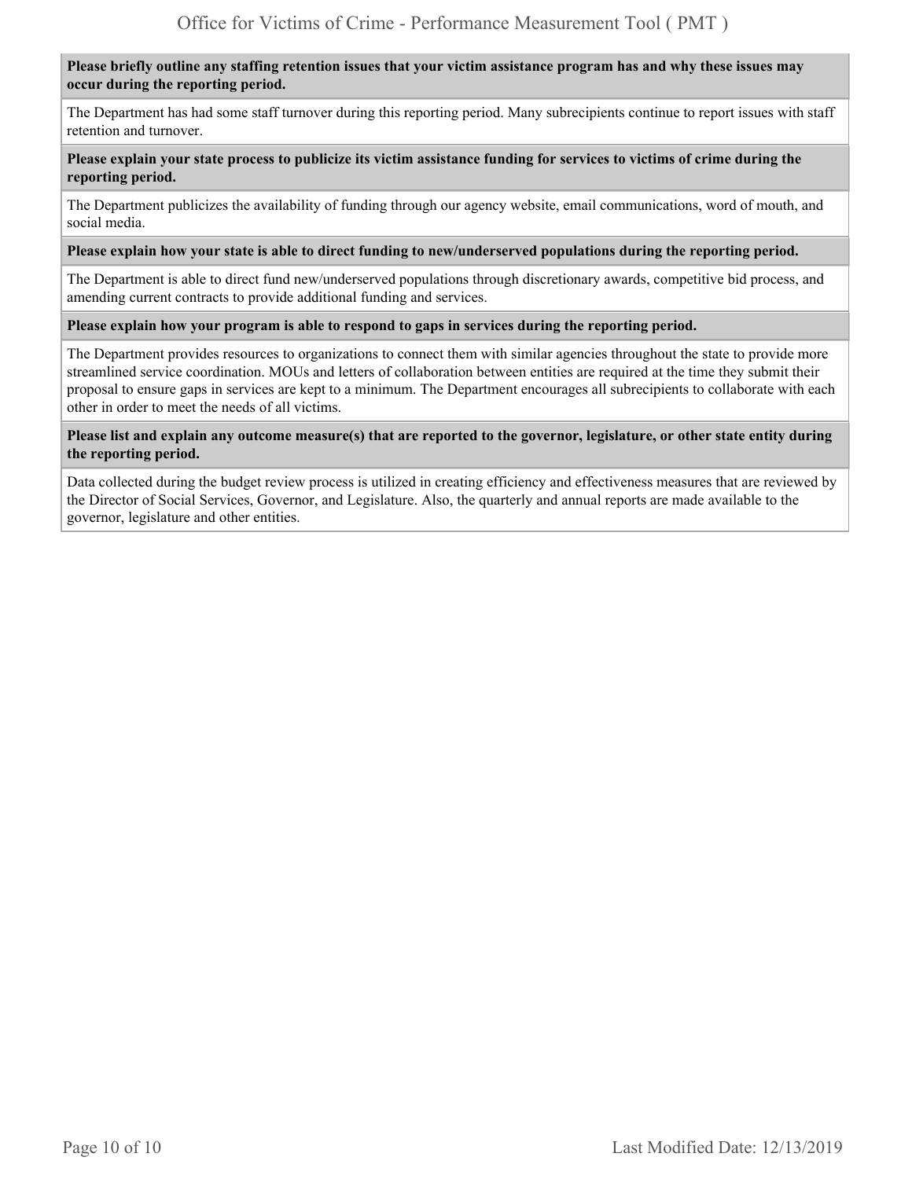**Please briefly outline any staffing retention issues that your victim assistance program has and why these issues may occur during the reporting period.**

The Department has had some staff turnover during this reporting period. Many subrecipients continue to report issues with staff retention and turnover.

**Please explain your state process to publicize its victim assistance funding for services to victims of crime during the reporting period.**

The Department publicizes the availability of funding through our agency website, email communications, word of mouth, and social media.

**Please explain how your state is able to direct funding to new/underserved populations during the reporting period.**

The Department is able to direct fund new/underserved populations through discretionary awards, competitive bid process, and amending current contracts to provide additional funding and services.

**Please explain how your program is able to respond to gaps in services during the reporting period.**

The Department provides resources to organizations to connect them with similar agencies throughout the state to provide more streamlined service coordination. MOUs and letters of collaboration between entities are required at the time they submit their proposal to ensure gaps in services are kept to a minimum. The Department encourages all subrecipients to collaborate with each other in order to meet the needs of all victims.

**Please list and explain any outcome measure(s) that are reported to the governor, legislature, or other state entity during the reporting period.**

Data collected during the budget review process is utilized in creating efficiency and effectiveness measures that are reviewed by the Director of Social Services, Governor, and Legislature. Also, the quarterly and annual reports are made available to the governor, legislature and other entities.